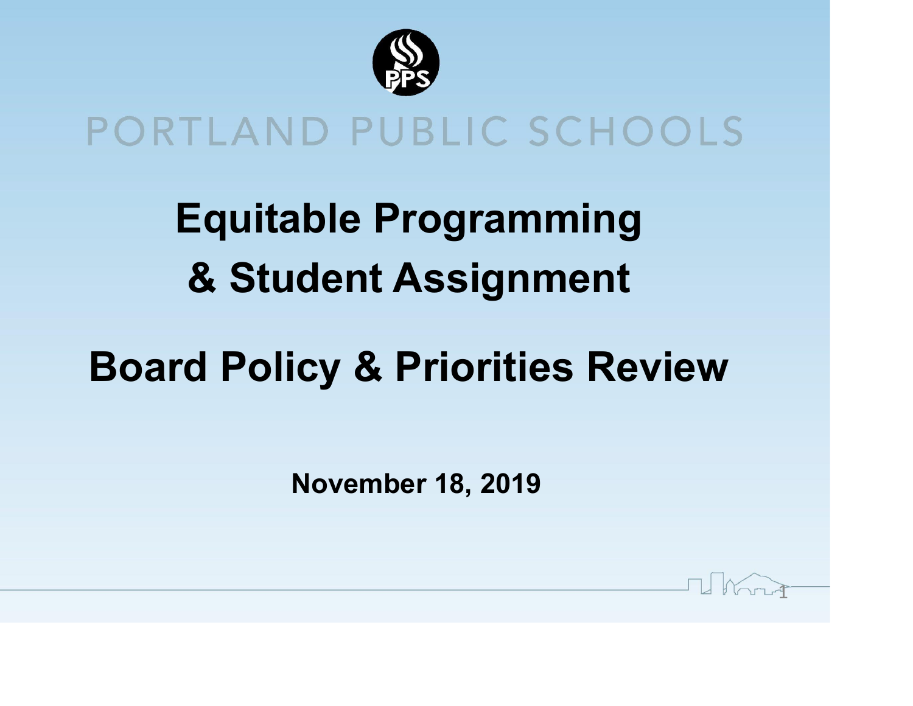PORTLAND PUBLIC SCHOOLS

# Equitable Programming & Student Assignment

# Board Policy & Priorities Review

**November 18, 2019**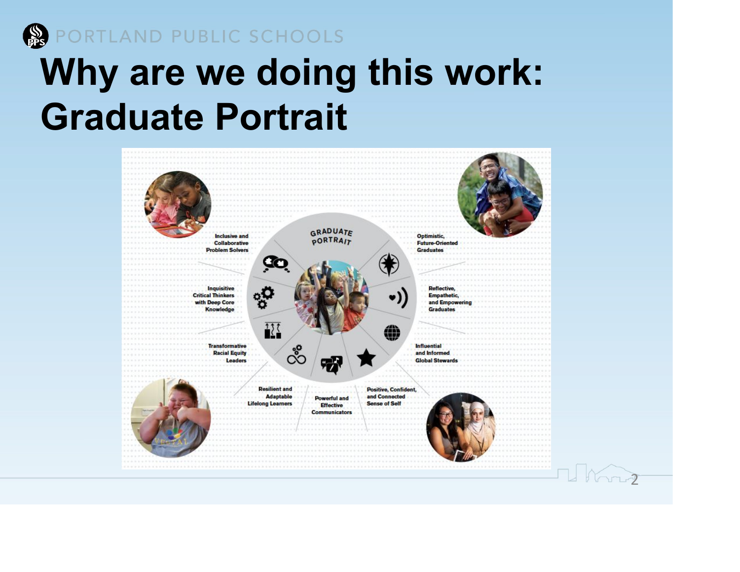# Why are we doing this work: Graduate Portrait

GRADUATE PORTRAIT

- Inclusive and Collaborative Problem Solvers
- Optimistic, Future-Oriented Graduates
- Inquisitive Critical Thinkers with Deep Core Knowledge
- Reflective, Empathetic, and Empowering Graduates
- Transformative Racial Equity Leaders
- Influential and Informed Global Stewards
- Resilient and Adaptable Lifelong Learners
- Powerful and Effective Communicators
- Positive, Confident, and Connected Sense of Self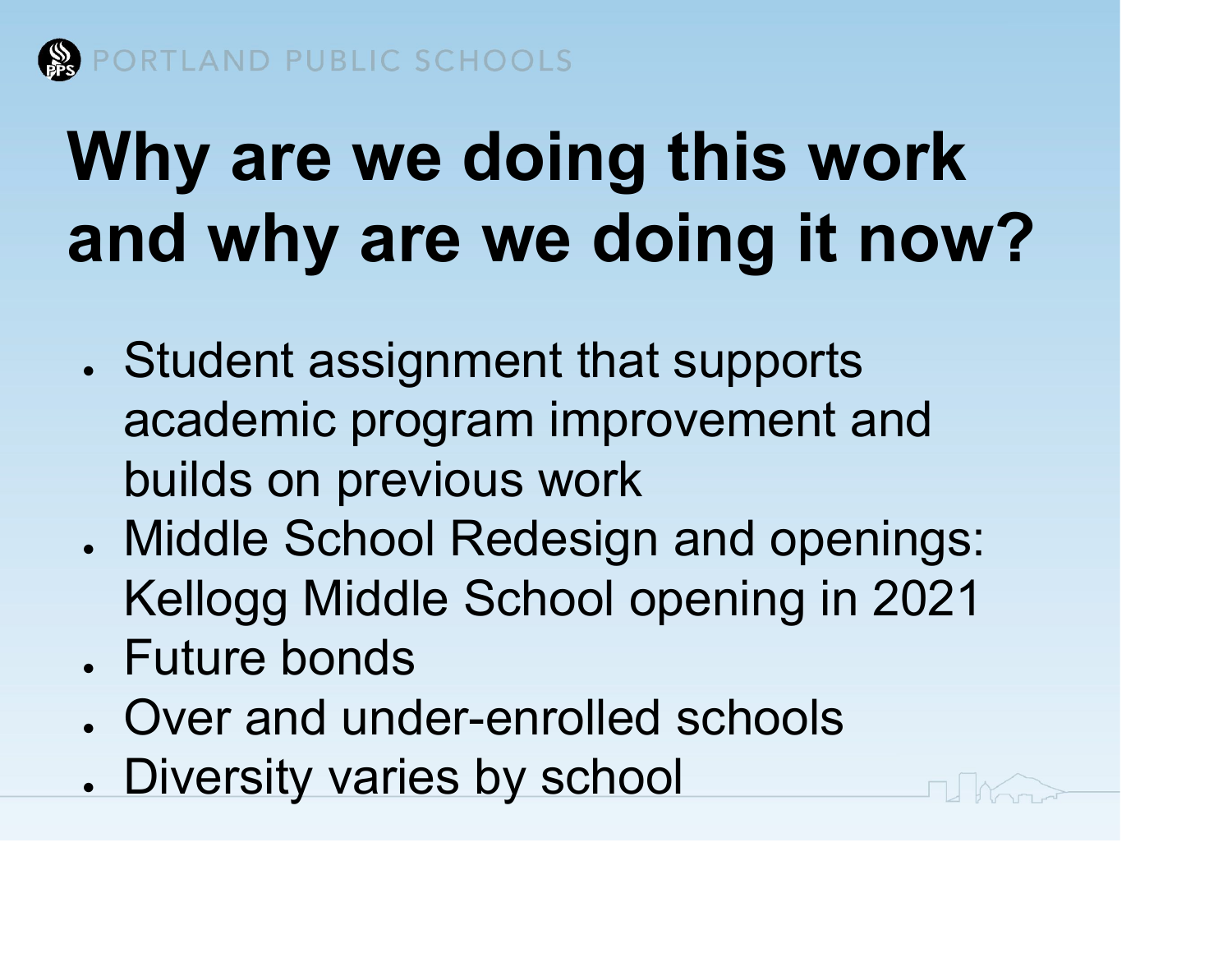# Why are we doing this work and why are we doing it now?

- Student assignment that supports academic program improvement and builds on previous work
- Middle School Redesign and openings: Kellogg Middle School opening in 2021
- Future bonds
- Over and under-enrolled schools
- Diversity varies by school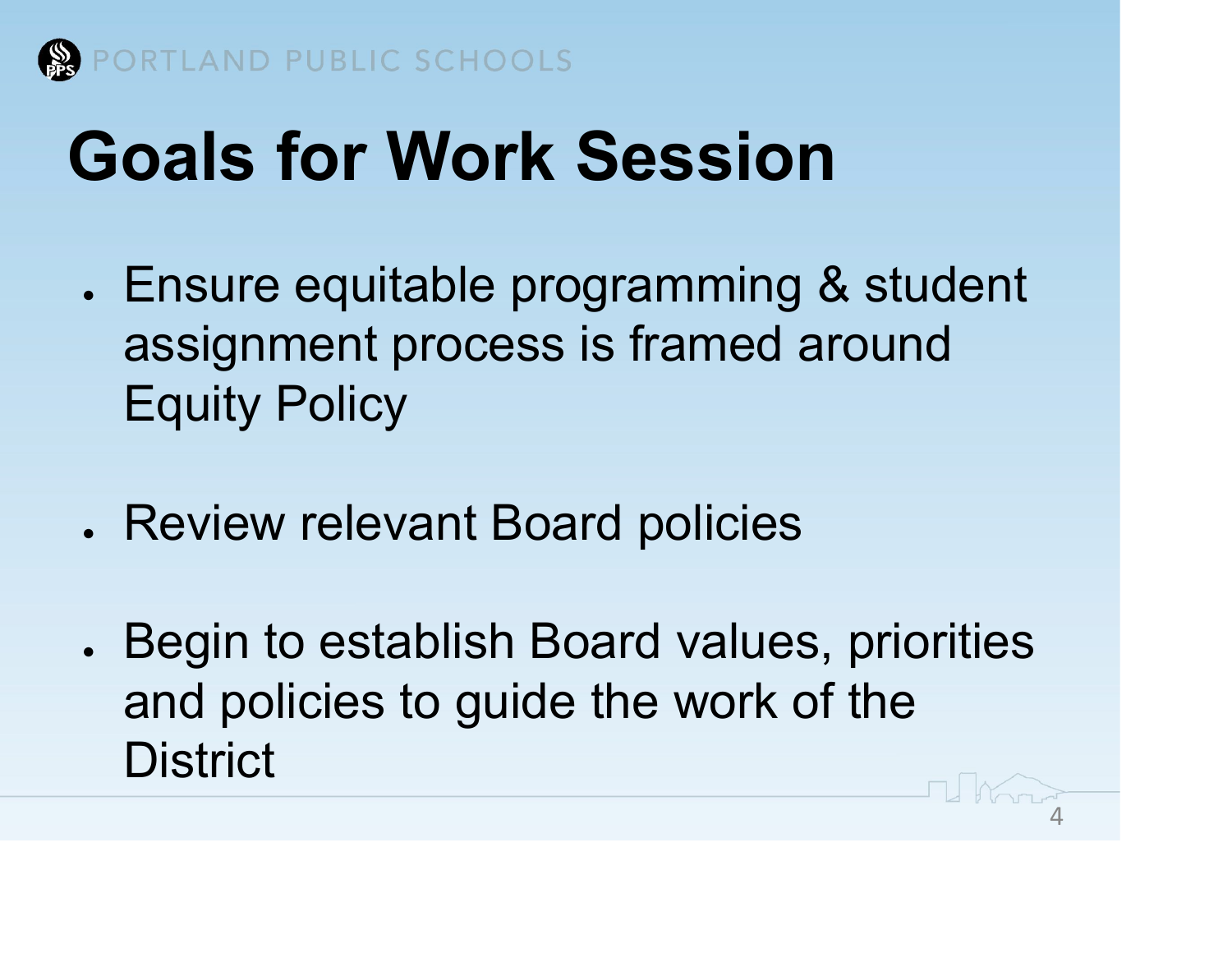# Goals for Work Session

- Ensure equitable programming & student assignment process is framed around Equity Policy
- Review relevant Board policies
- Begin to establish Board values, priorities and policies to guide the work of the District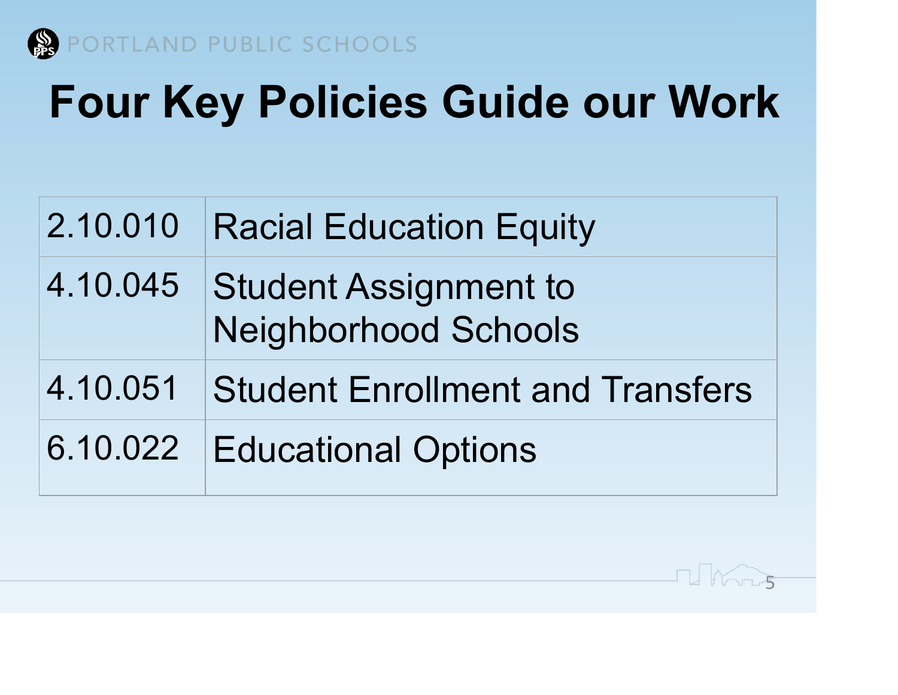# Four Key Policies Guide our Work

| | |
|---|---|
| 2.10.010 | Racial Education Equity |
| 4.10.045 | Student Assignment to Neighborhood Schools |
| 4.10.051 | Student Enrollment and Transfers |
| 6.10.022 | Educational Options |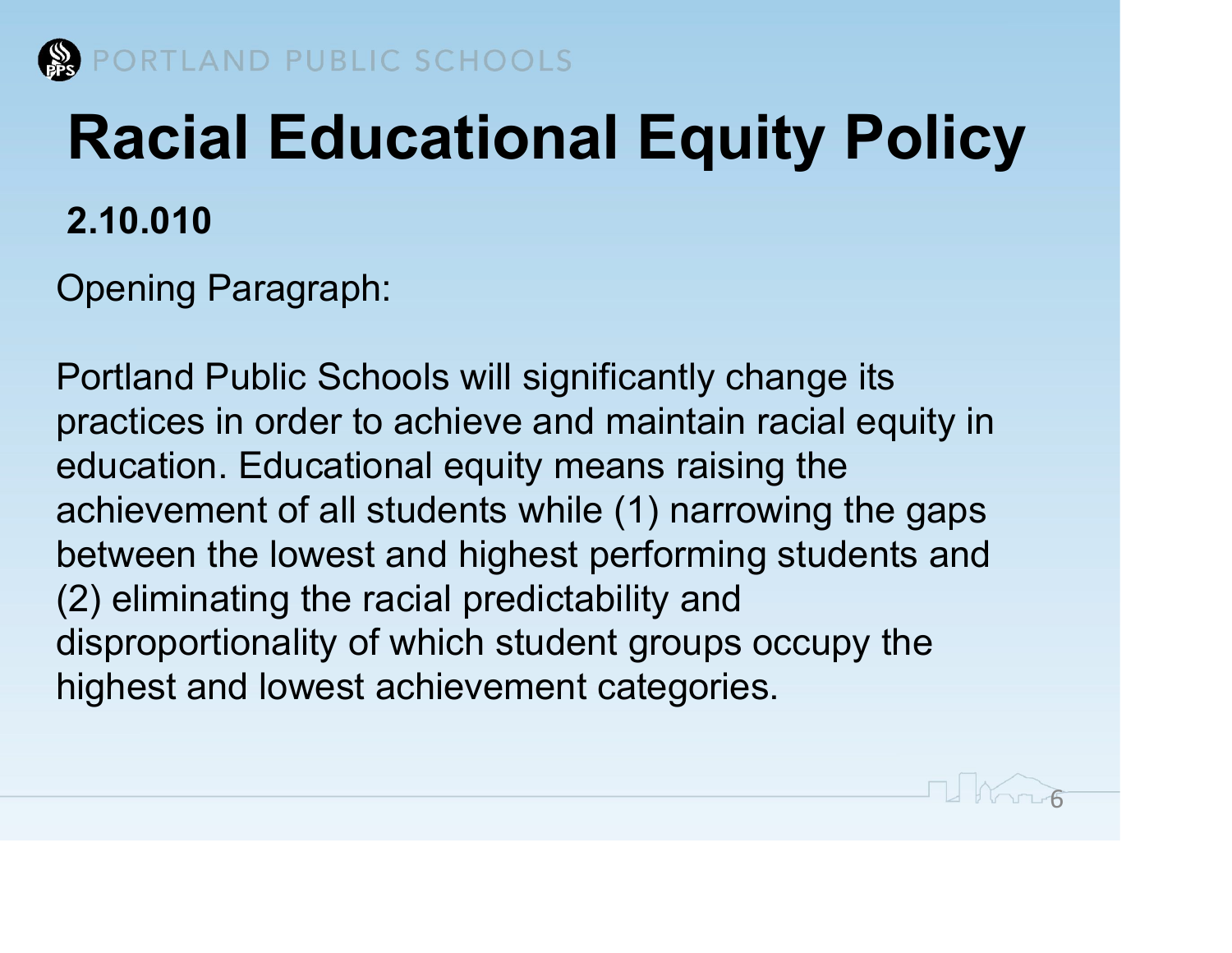# Racial Educational Equity Policy

**2.10.010**

Opening Paragraph:

Portland Public Schools will significantly change its practices in order to achieve and maintain racial equity in education. Educational equity means raising the achievement of all students while (1) narrowing the gaps between the lowest and highest performing students and (2) eliminating the racial predictability and disproportionality of which student groups occupy the highest and lowest achievement categories.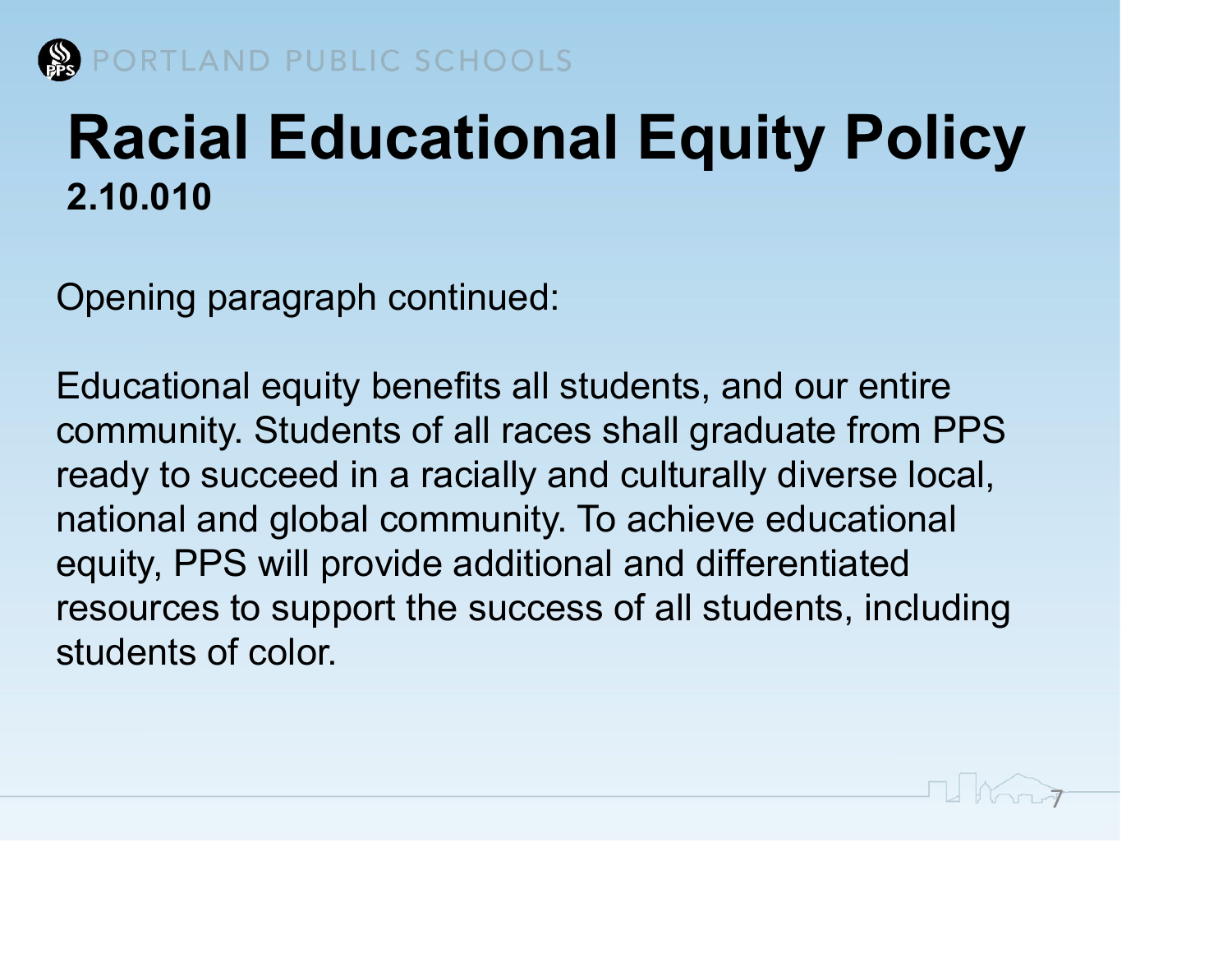# Racial Educational Equity Policy

**2.10.010**

Opening paragraph continued:

Educational equity benefits all students, and our entire community. Students of all races shall graduate from PPS ready to succeed in a racially and culturally diverse local, national and global community. To achieve educational equity, PPS will provide additional and differentiated resources to support the success of all students, including students of color.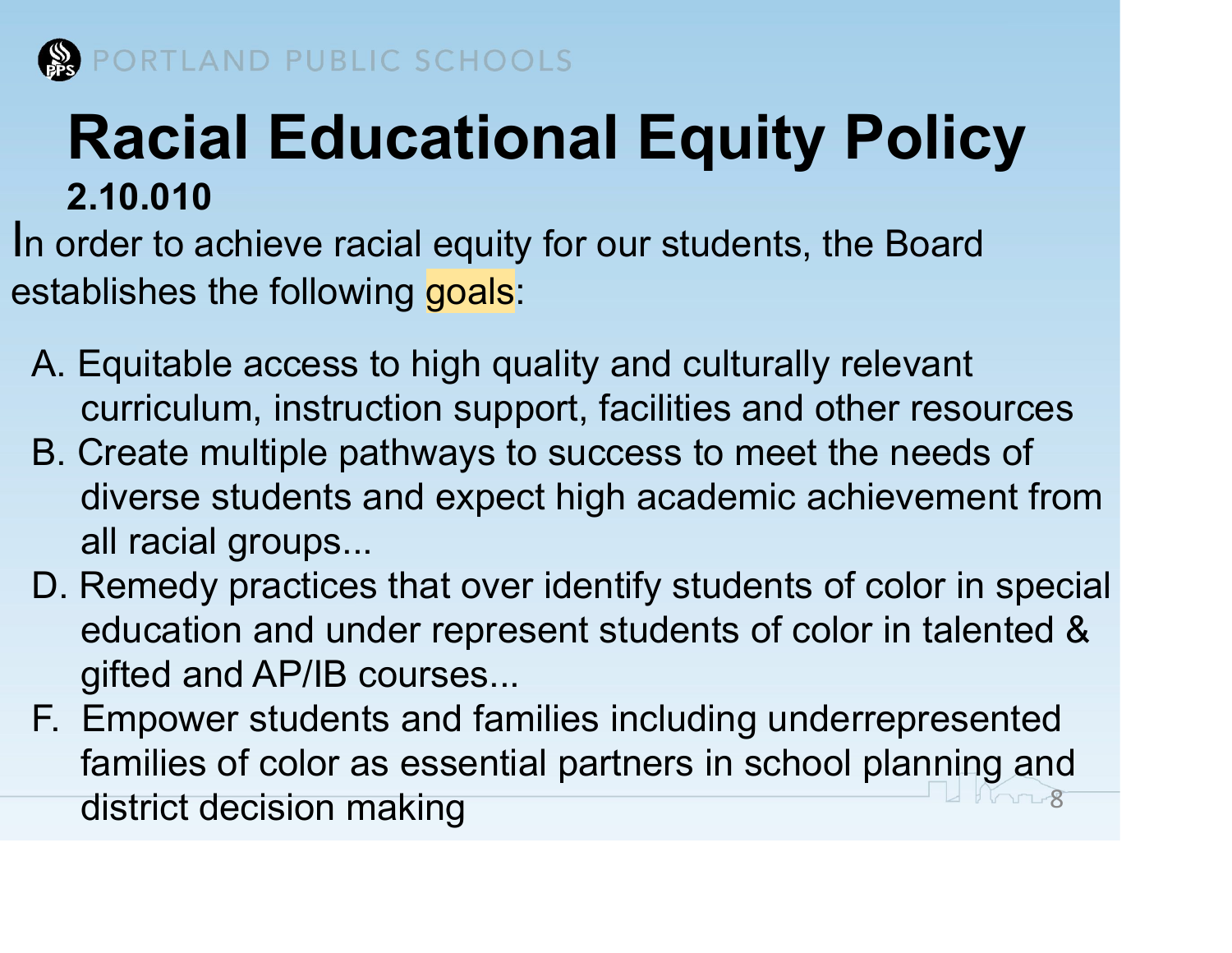# Racial Educational Equity Policy

**2.10.010**

In order to achieve racial equity for our students, the Board establishes the following goals:

A. Equitable access to high quality and culturally relevant curriculum, instruction support, facilities and other resources
B. Create multiple pathways to success to meet the needs of diverse students and expect high academic achievement from all racial groups...
D. Remedy practices that over identify students of color in special education and under represent students of color in talented & gifted and AP/IB courses...
F. Empower students and families including underrepresented families of color as essential partners in school planning and district decision making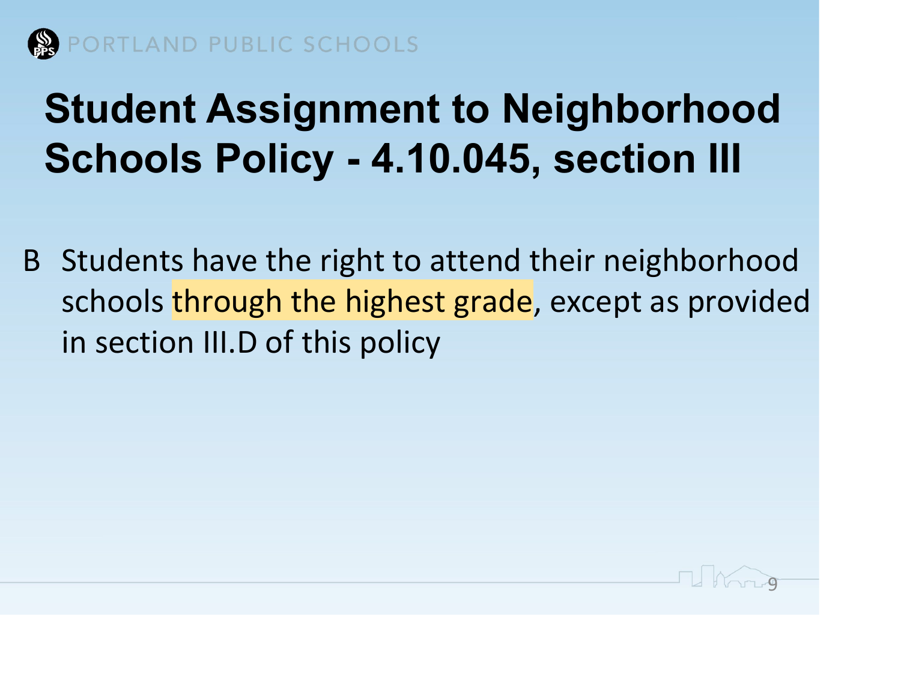# Student Assignment to Neighborhood Schools Policy - 4.10.045, section III

B Students have the right to attend their neighborhood schools through the highest grade, except as provided in section III.D of this policy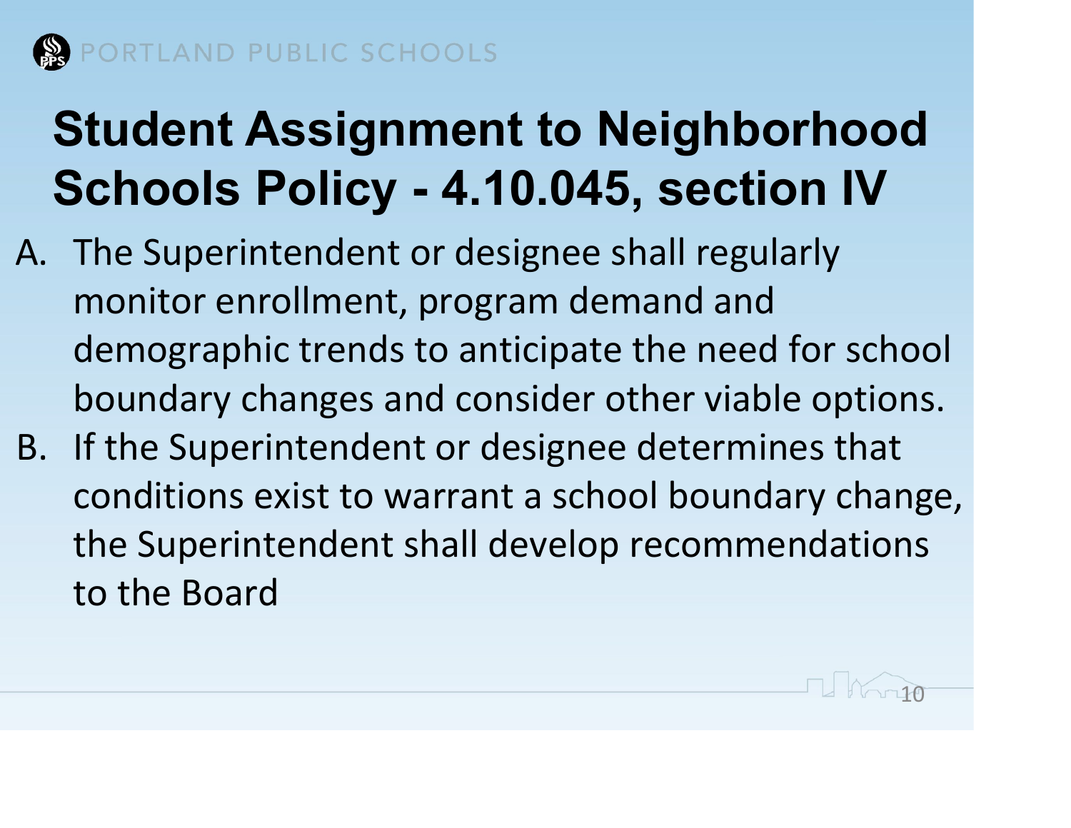# Student Assignment to Neighborhood Schools Policy - 4.10.045, section IV

A. The Superintendent or designee shall regularly monitor enrollment, program demand and demographic trends to anticipate the need for school boundary changes and consider other viable options.

B. If the Superintendent or designee determines that conditions exist to warrant a school boundary change, the Superintendent shall develop recommendations to the Board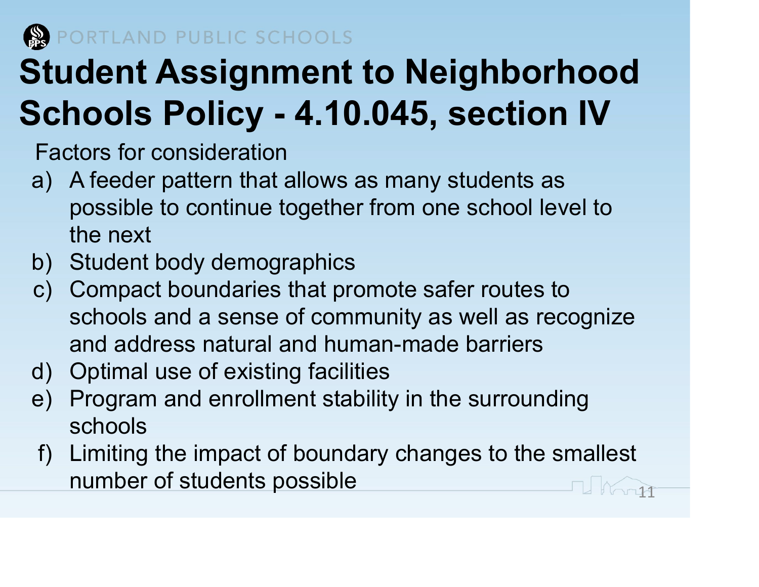# Student Assignment to Neighborhood Schools Policy - 4.10.045, section IV

Factors for consideration

a) A feeder pattern that allows as many students as possible to continue together from one school level to the next
b) Student body demographics
c) Compact boundaries that promote safer routes to schools and a sense of community as well as recognize and address natural and human-made barriers
d) Optimal use of existing facilities
e) Program and enrollment stability in the surrounding schools
f) Limiting the impact of boundary changes to the smallest number of students possible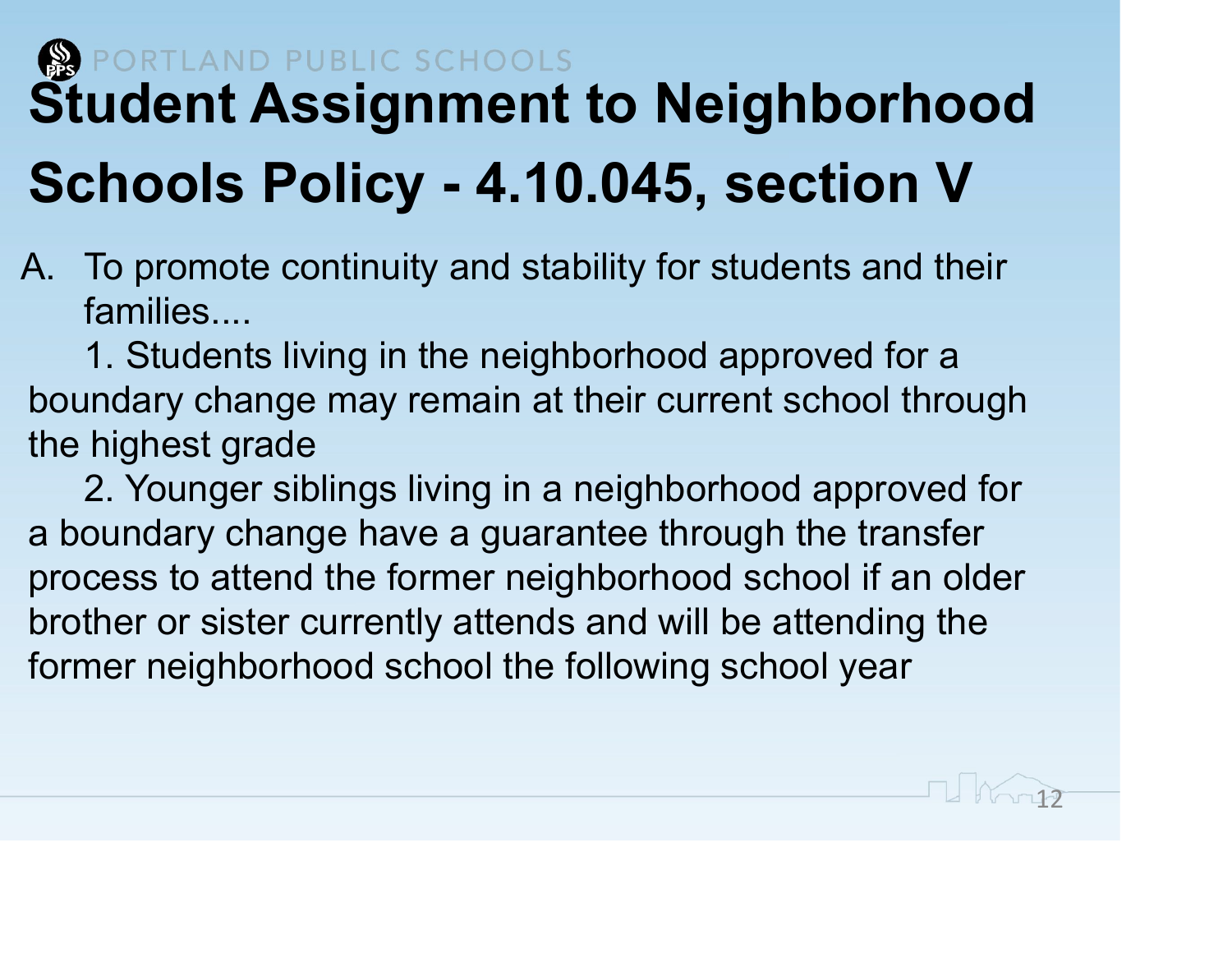# Student Assignment to Neighborhood Schools Policy - 4.10.045, section V

A. To promote continuity and stability for students and their families....

1. Students living in the neighborhood approved for a boundary change may remain at their current school through the highest grade

2. Younger siblings living in a neighborhood approved for a boundary change have a guarantee through the transfer process to attend the former neighborhood school if an older brother or sister currently attends and will be attending the former neighborhood school the following school year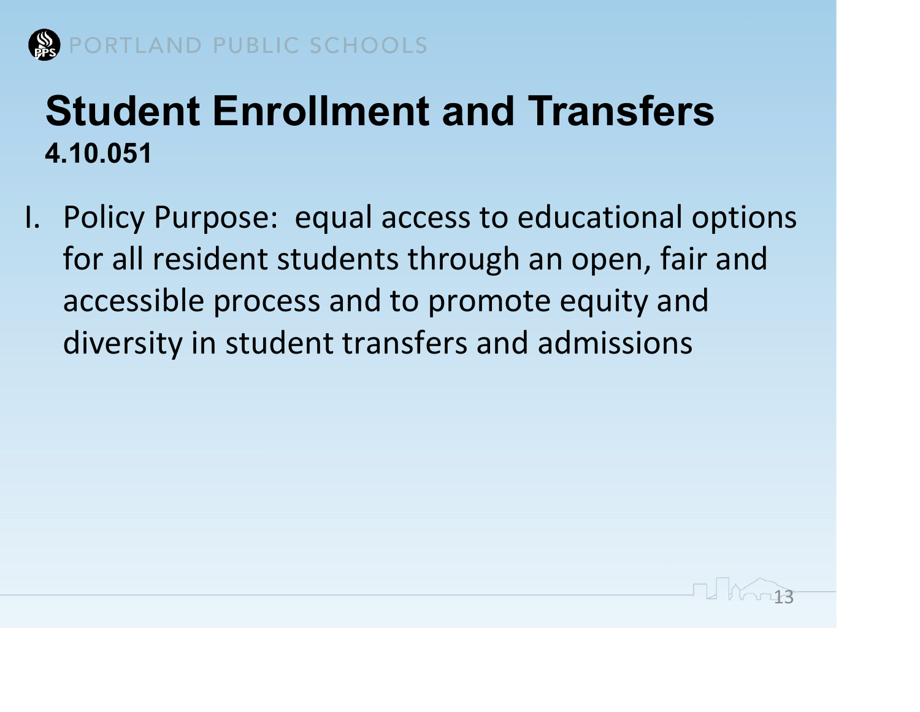# Student Enrollment and Transfers

**4.10.051**

I. Policy Purpose: equal access to educational options for all resident students through an open, fair and accessible process and to promote equity and diversity in student transfers and admissions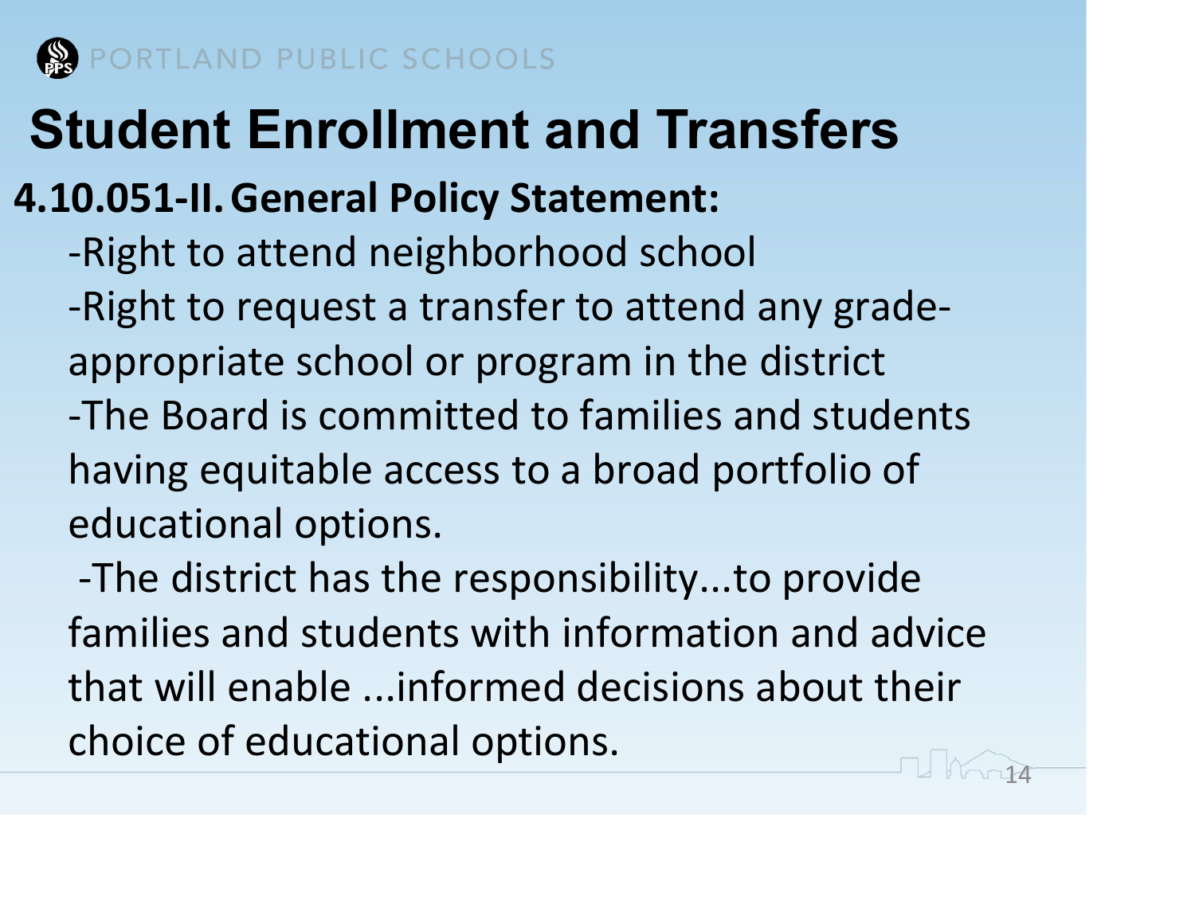# Student Enrollment and Transfers

**4.10.051-II. General Policy Statement:**

-Right to attend neighborhood school

-Right to request a transfer to attend any grade-appropriate school or program in the district

-The Board is committed to families and students having equitable access to a broad portfolio of educational options.

-The district has the responsibility...to provide families and students with information and advice that will enable ...informed decisions about their choice of educational options.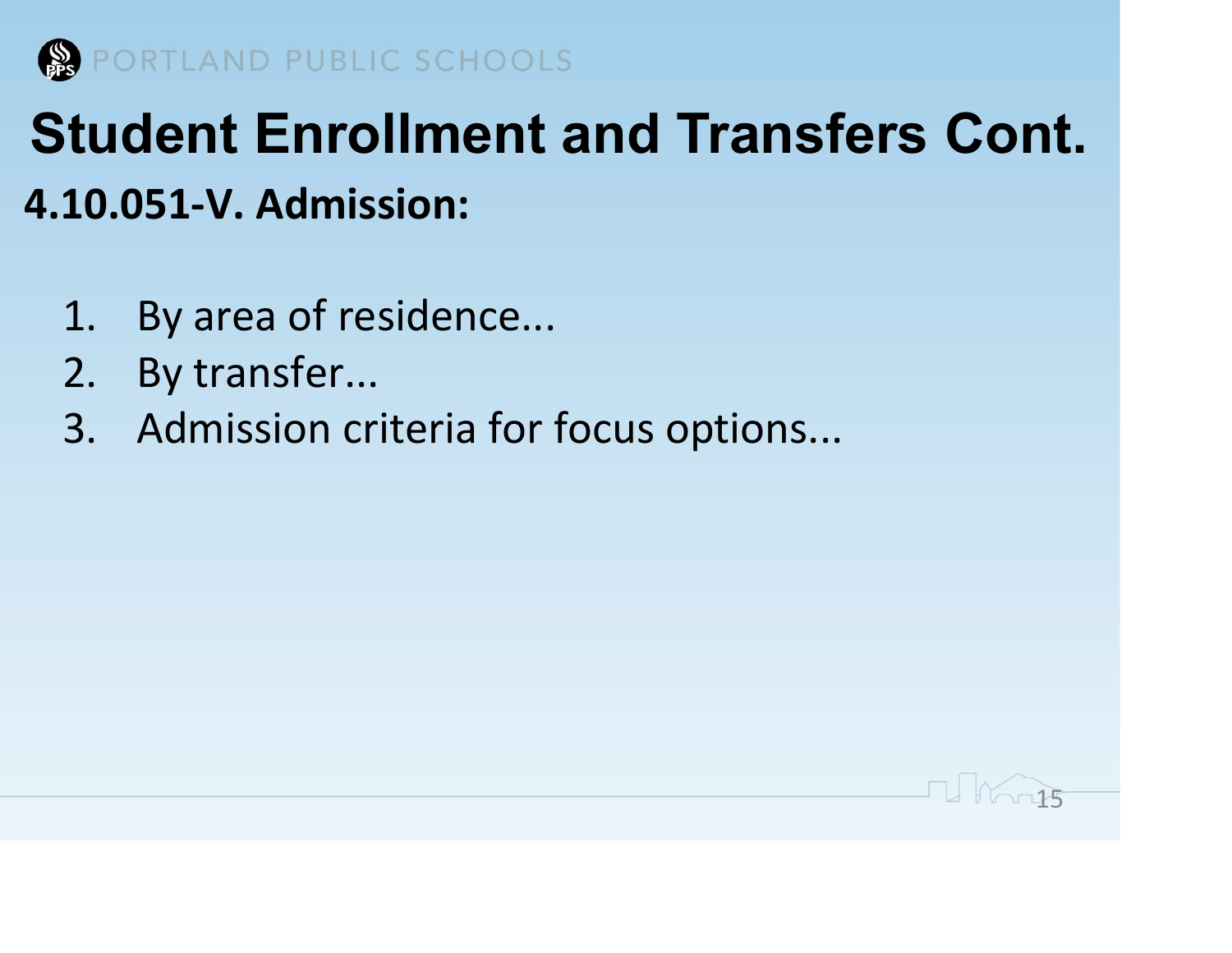# Student Enrollment and Transfers Cont.

## 4.10.051-V. Admission:

1. By area of residence...
2. By transfer...
3. Admission criteria for focus options...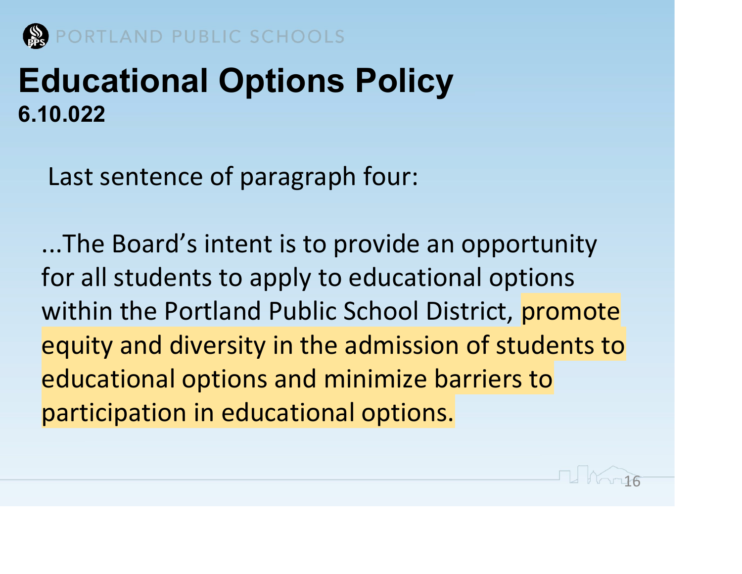# Educational Options Policy

**6.10.022**

Last sentence of paragraph four:

...The Board's intent is to provide an opportunity for all students to apply to educational options within the Portland Public School District, promote equity and diversity in the admission of students to educational options and minimize barriers to participation in educational options.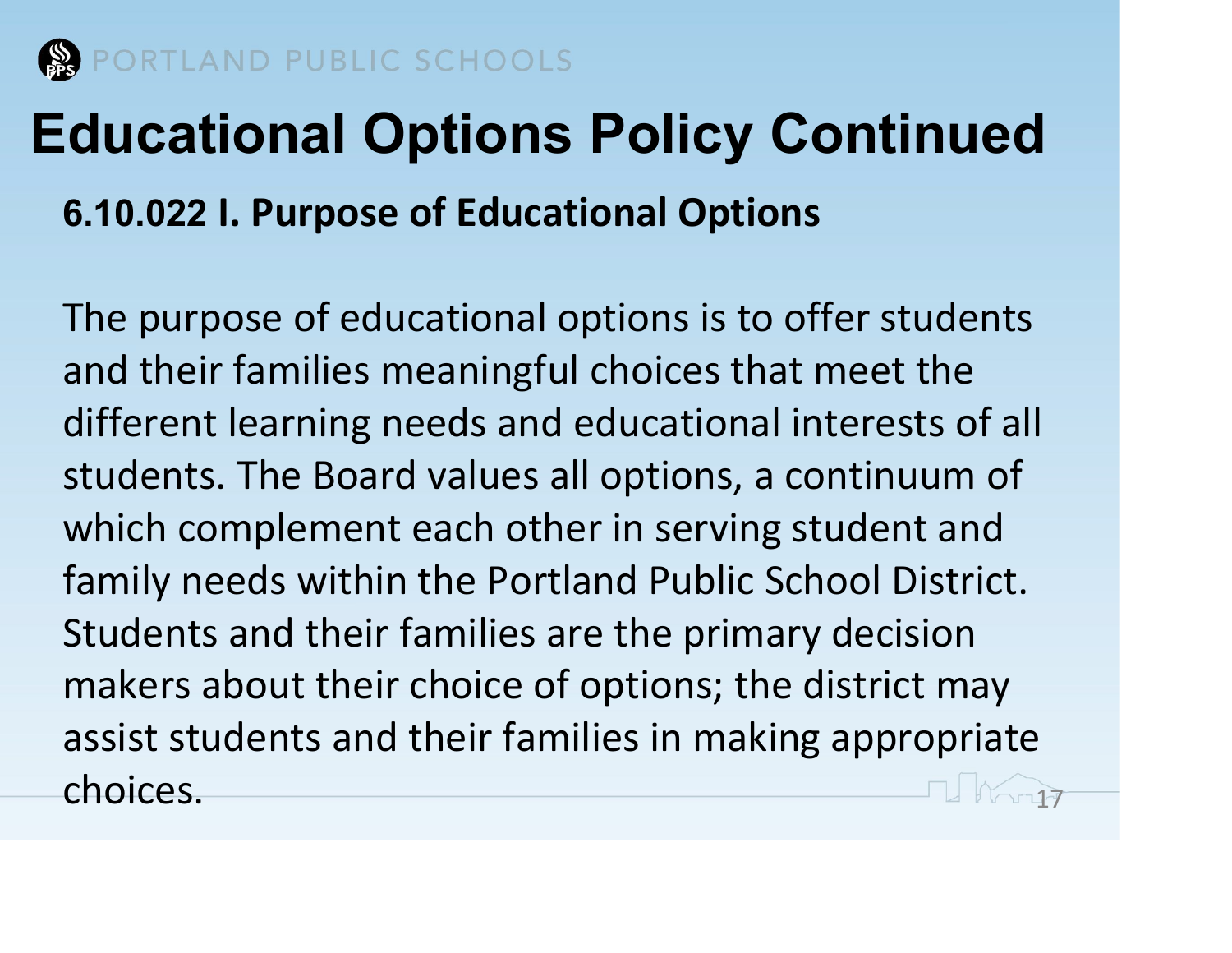# Educational Options Policy Continued

## 6.10.022 I. Purpose of Educational Options

The purpose of educational options is to offer students and their families meaningful choices that meet the different learning needs and educational interests of all students. The Board values all options, a continuum of which complement each other in serving student and family needs within the Portland Public School District. Students and their families are the primary decision makers about their choice of options; the district may assist students and their families in making appropriate choices.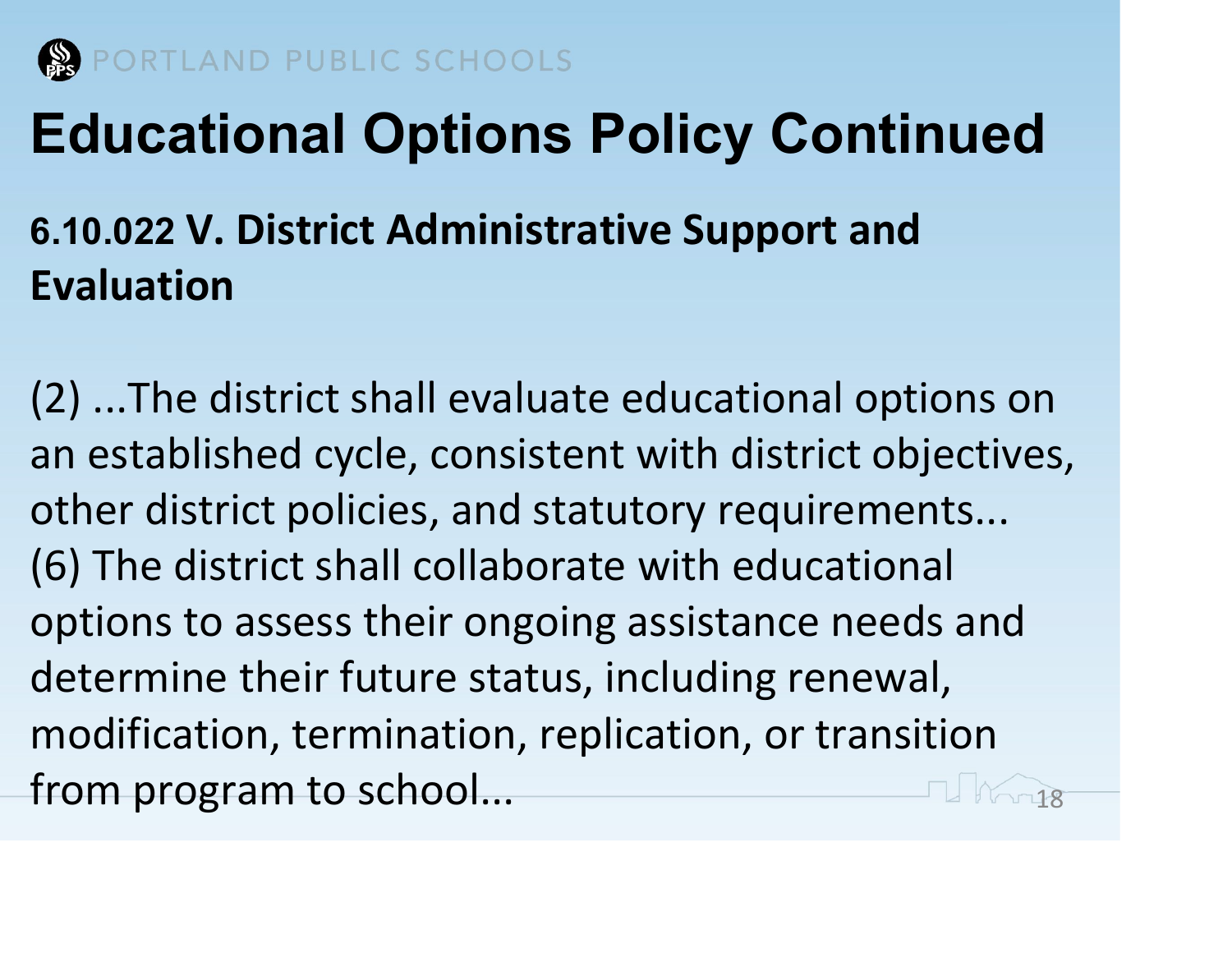# Educational Options Policy Continued

## 6.10.022 V. District Administrative Support and Evaluation

(2) ...The district shall evaluate educational options on an established cycle, consistent with district objectives, other district policies, and statutory requirements...
(6) The district shall collaborate with educational options to assess their ongoing assistance needs and determine their future status, including renewal, modification, termination, replication, or transition from program to school...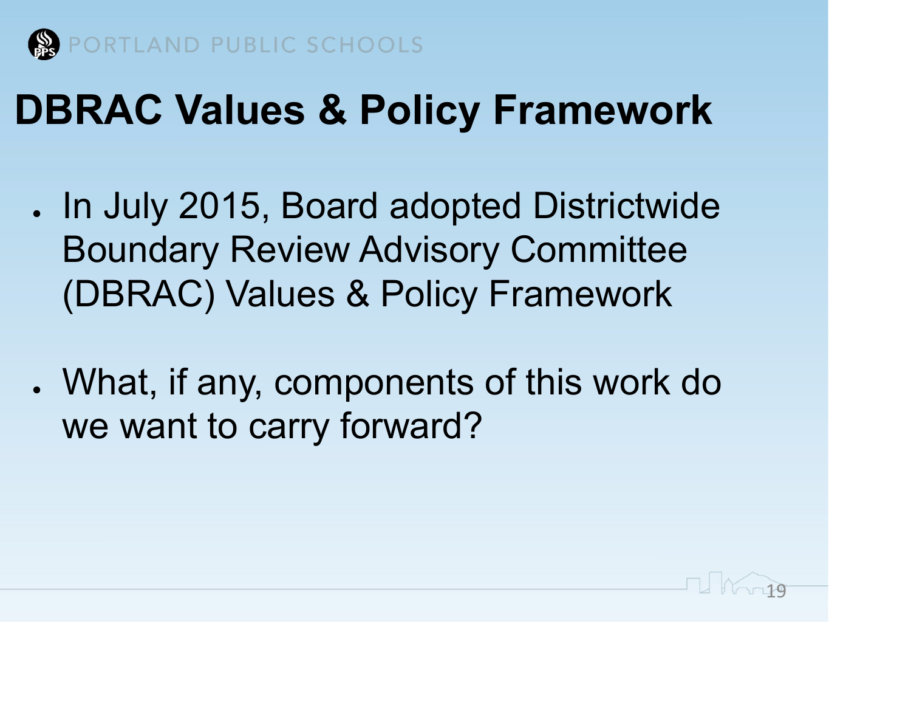# DBRAC Values & Policy Framework

- In July 2015, Board adopted Districtwide Boundary Review Advisory Committee (DBRAC) Values & Policy Framework
- What, if any, components of this work do we want to carry forward?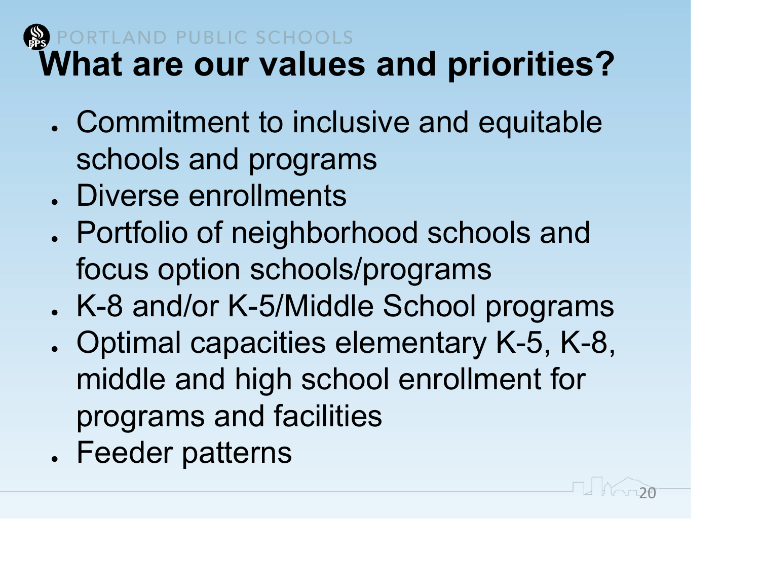# What are our values and priorities?

- Commitment to inclusive and equitable schools and programs
- Diverse enrollments
- Portfolio of neighborhood schools and focus option schools/programs
- K-8 and/or K-5/Middle School programs
- Optimal capacities elementary K-5, K-8, middle and high school enrollment for programs and facilities
- Feeder patterns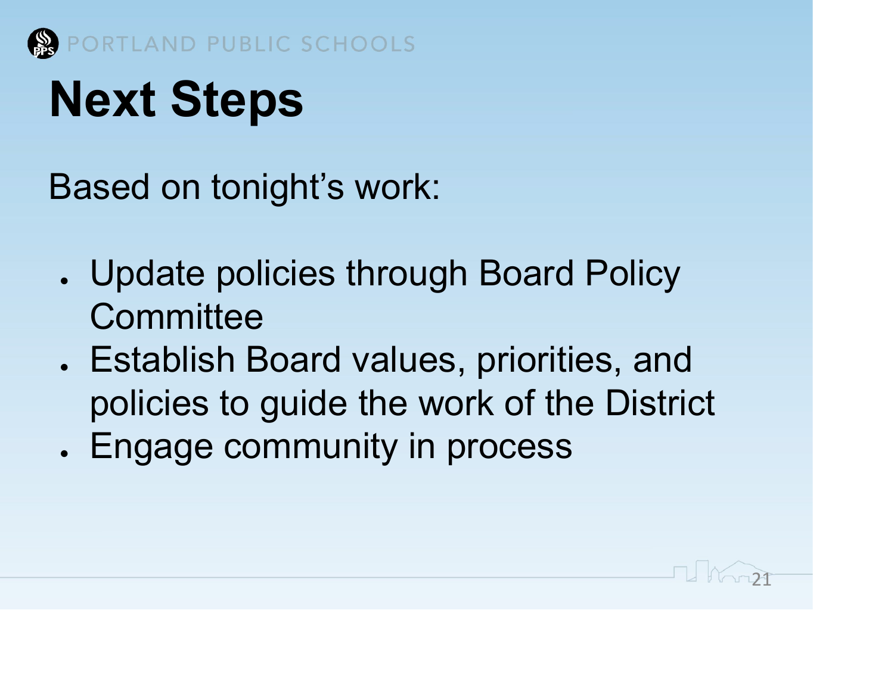# Next Steps

Based on tonight's work:

- Update policies through Board Policy Committee
- Establish Board values, priorities, and policies to guide the work of the District
- Engage community in process